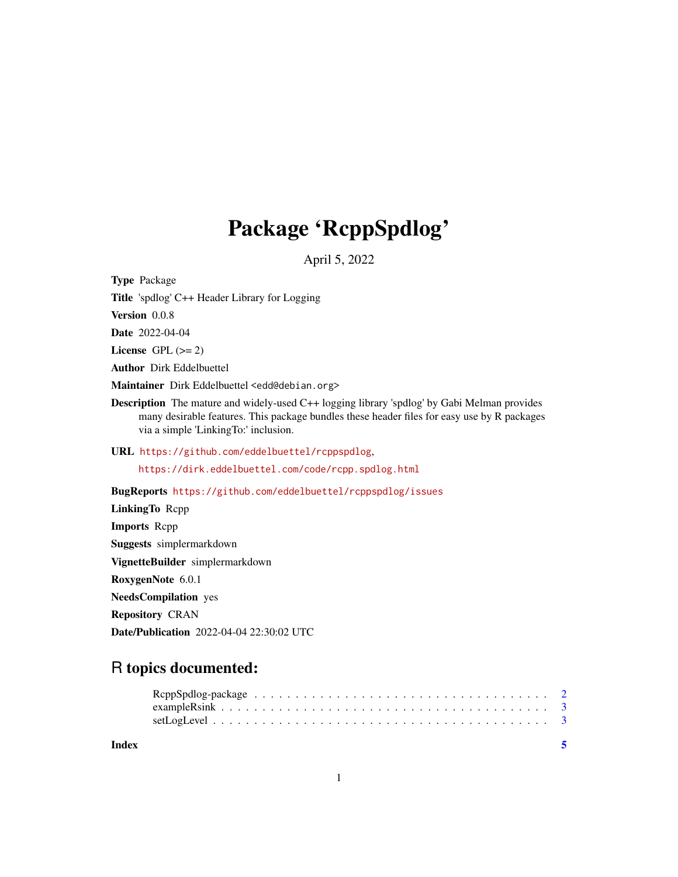# Package 'RcppSpdlog'

April 5, 2022

**Type** Package

**Title** 'spdlog' C++ Header Library for Logging

**Version** 0.0.8

**Date** 2022-04-04

**License** GPL (>= 2)

**Author** Dirk Eddelbuettel

**Maintainer** Dirk Eddelbuettel <edd@debian.org>

**Description** The mature and widely-used C++ logging library 'spdlog' by Gabi Melman provides many desirable features. This package bundles these header files for easy use by R packages via a simple 'LinkingTo:' inclusion.

**URL** https://github.com/eddelbuettel/rcppspdlog,
https://dirk.eddelbuettel.com/code/rcpp.spdlog.html

**BugReports** https://github.com/eddelbuettel/rcppspdlog/issues

**LinkingTo** Rcpp

**Imports** Rcpp

**Suggests** simplermarkdown

**VignetteBuilder** simplermarkdown

**RoxygenNote** 6.0.1

**NeedsCompilation** yes

**Repository** CRAN

**Date/Publication** 2022-04-04 22:30:02 UTC

## R topics documented:

RcppSpdlog-package . . . . . . . . . . . . . . . . . . . . . . . . . . . . . . . . . . . 2
exampleRsink . . . . . . . . . . . . . . . . . . . . . . . . . . . . . . . . . . . . . . 3
setLogLevel . . . . . . . . . . . . . . . . . . . . . . . . . . . . . . . . . . . . . . . 3

**Index** **5**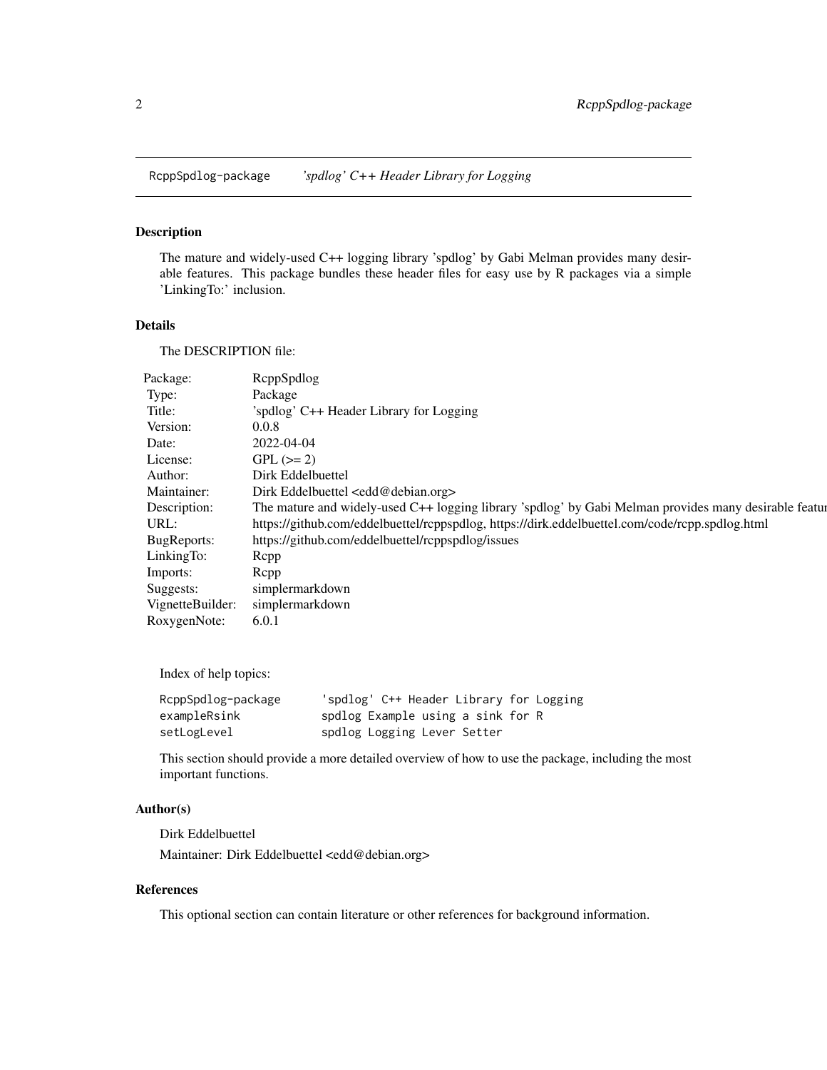RcppSpdlog-package *'spdlog' C++ Header Library for Logging*

## Description

The mature and widely-used C++ logging library 'spdlog' by Gabi Melman provides many desirable features. This package bundles these header files for easy use by R packages via a simple 'LinkingTo:' inclusion.

## Details

The DESCRIPTION file:

| | |
|---|---|
| Package: | RcppSpdlog |
| Type: | Package |
| Title: | 'spdlog' C++ Header Library for Logging |
| Version: | 0.0.8 |
| Date: | 2022-04-04 |
| License: | GPL (>= 2) |
| Author: | Dirk Eddelbuettel |
| Maintainer: | Dirk Eddelbuettel <edd@debian.org> |
| Description: | The mature and widely-used C++ logging library 'spdlog' by Gabi Melman provides many desirable featur |
| URL: | https://github.com/eddelbuettel/rcppspdlog, https://dirk.eddelbuettel.com/code/rcpp.spdlog.html |
| BugReports: | https://github.com/eddelbuettel/rcppspdlog/issues |
| LinkingTo: | Rcpp |
| Imports: | Rcpp |
| Suggests: | simplermarkdown |
| VignetteBuilder: | simplermarkdown |
| RoxygenNote: | 6.0.1 |

Index of help topics:

```
RcppSpdlog-package      'spdlog' C++ Header Library for Logging
exampleRsink            spdlog Example using a sink for R
setLogLevel             spdlog Logging Lever Setter
```

This section should provide a more detailed overview of how to use the package, including the most important functions.

## Author(s)

Dirk Eddelbuettel

Maintainer: Dirk Eddelbuettel <edd@debian.org>

## References

This optional section can contain literature or other references for background information.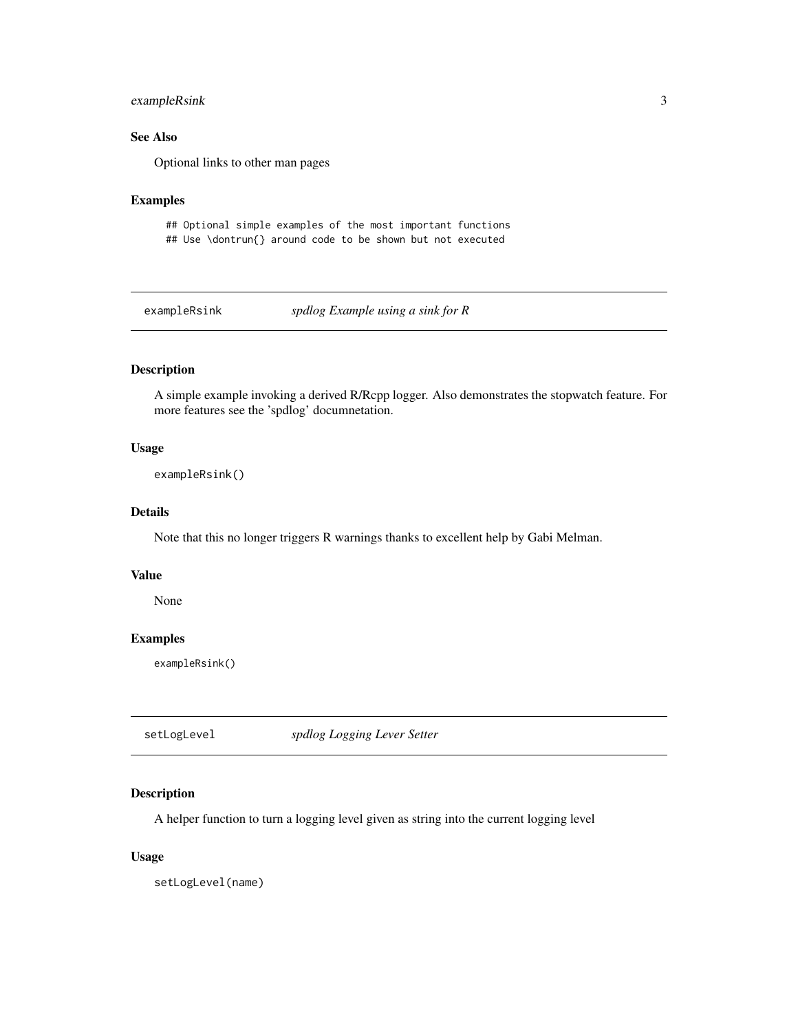### See Also

Optional links to other man pages

### Examples

```
## Optional simple examples of the most important functions
## Use \dontrun{} around code to be shown but not executed
```

---

## exampleRsink — *spdlog Example using a sink for R*

### Description

A simple example invoking a derived R/Rcpp logger. Also demonstrates the stopwatch feature. For more features see the 'spdlog' documnetation.

### Usage

```
exampleRsink()
```

### Details

Note that this no longer triggers R warnings thanks to excellent help by Gabi Melman.

### Value

None

### Examples

```
exampleRsink()
```

---

## setLogLevel — *spdlog Logging Lever Setter*

### Description

A helper function to turn a logging level given as string into the current logging level

### Usage

```
setLogLevel(name)
```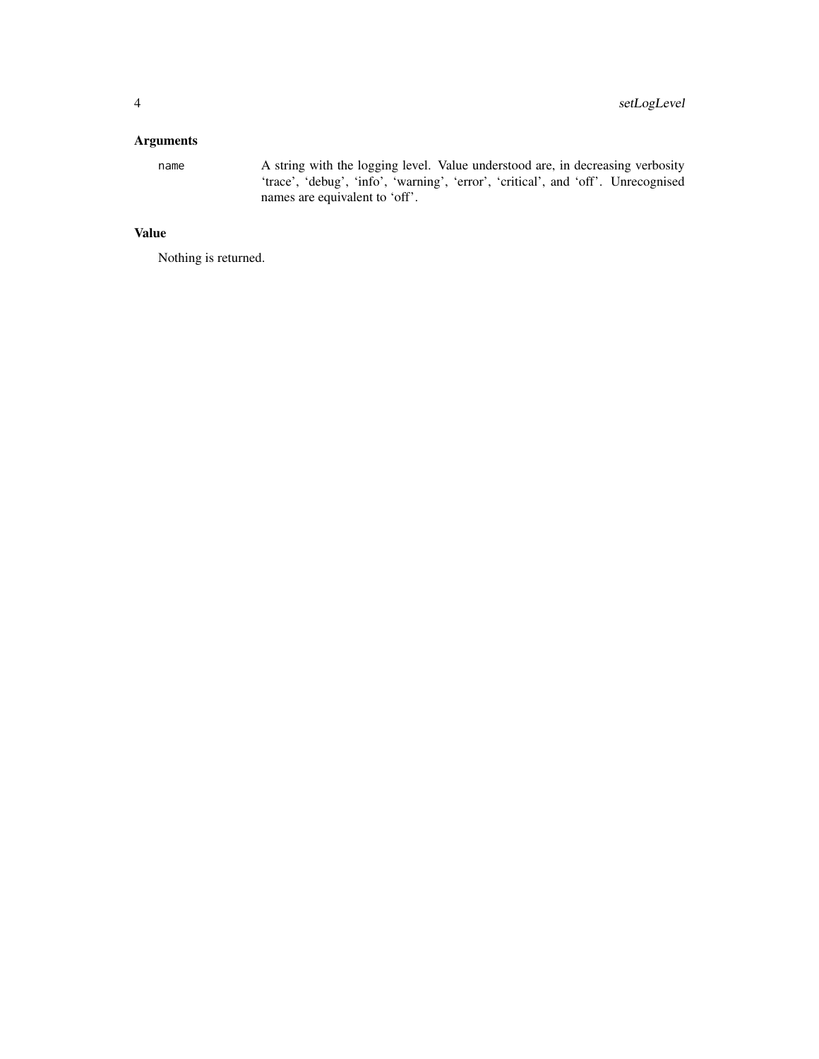### Arguments

`name` A string with the logging level. Value understood are, in decreasing verbosity ‘trace’, ‘debug’, ‘info’, ‘warning’, ‘error’, ‘critical’, and ‘off’. Unrecognised names are equivalent to ‘off’.

### Value

Nothing is returned.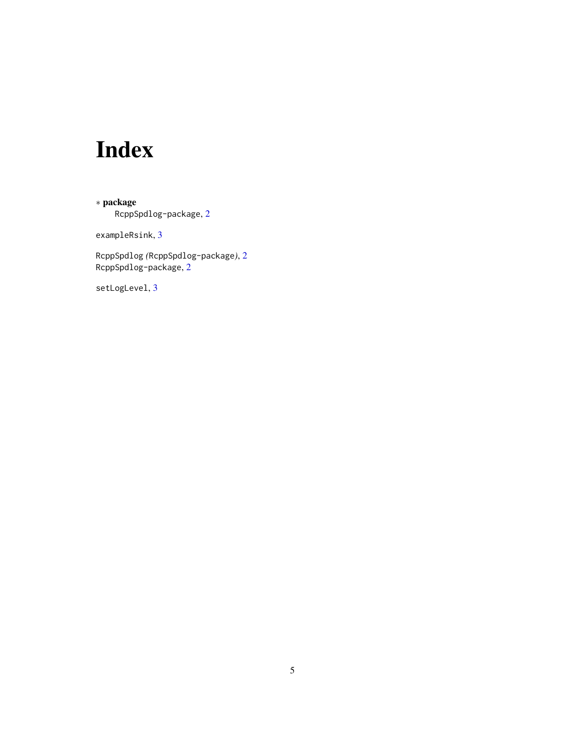# Index

∗ **package**
    RcppSpdlog-package, 2

exampleRsink, 3

RcppSpdlog (RcppSpdlog-package), 2
RcppSpdlog-package, 2

setLogLevel, 3